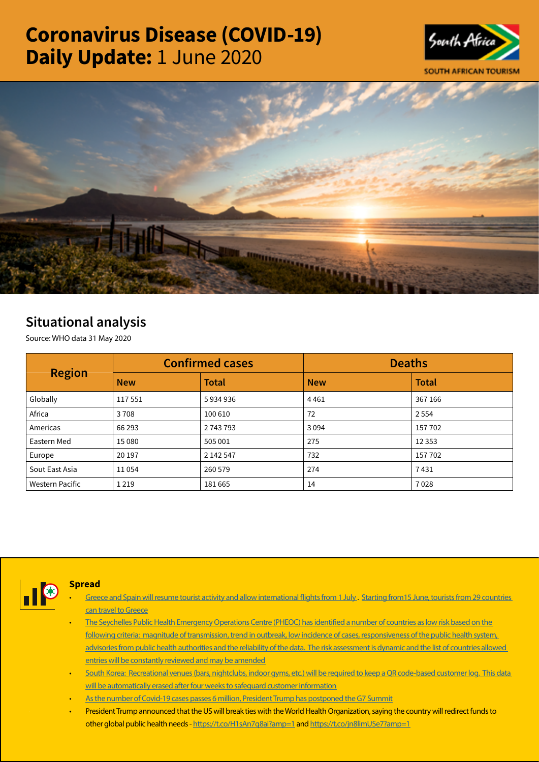# Coronavirus Disease (COVID-19) Daily Update: 1 June 2020

SOUTH AFRICAN TOURISM

## Situational analysis

Source: WHO data 31 May 2020

| Region | Confirmed cases | | Deaths | |
|---|---|---|---|---|
| | New | Total | New | Total |
| Globally | 117 551 | 5 934 936 | 4 461 | 367 166 |
| Africa | 3 708 | 100 610 | 72 | 2 554 |
| Americas | 66 293 | 2 743 793 | 3 094 | 157 702 |
| Eastern Med | 15 080 | 505 001 | 275 | 12 353 |
| Europe | 20 197 | 2 142 547 | 732 | 157 702 |
| Sout East Asia | 11 054 | 260 579 | 274 | 7 431 |
| Western Pacific | 1 219 | 181 665 | 14 | 7 028 |

### Spread

- Greece and Spain will resume tourist activity and allow international flights from 1 July . Starting from15 June, tourists from 29 countries can travel to Greece
- The Seychelles Public Health Emergency Operations Centre (PHEOC) has identified a number of countries as low risk based on the following criteria: magnitude of transmission, trend in outbreak, low incidence of cases, responsiveness of the public health system, advisories from public health authorities and the reliability of the data. The risk assessment is dynamic and the list of countries allowed entries will be constantly reviewed and may be amended
- South Korea: Recreational venues (bars, nightclubs, indoor gyms, etc.) will be required to keep a QR code-based customer log. This data will be automatically erased after four weeks to safeguard customer information
- As the number of Covid-19 cases passes 6 million, President Trump has postponed the G7 Summit
- President Trump announced that the US will break ties with the World Health Organization, saying the country will redirect funds to other global public health needs - https://t.co/H1sAn7q8ai?amp=1 and https://t.co/jn8limUSe7?amp=1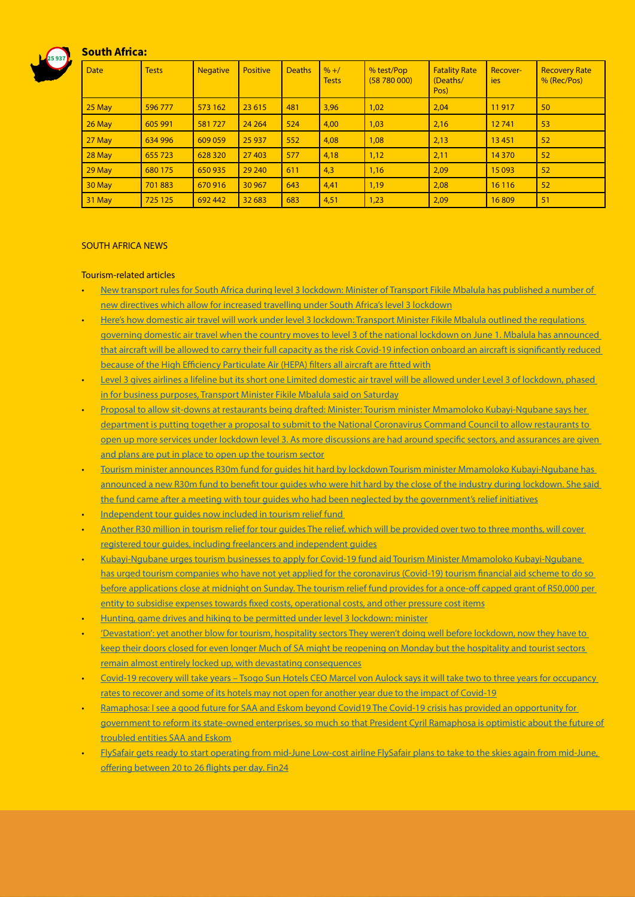## South Africa:

| Date | Tests | Negative | Positive | Deaths | % +/ Tests | % test/Pop (58 780 000) | Fatality Rate (Deaths/ Pos) | Recover-ies | Recovery Rate % (Rec/Pos) |
|---|---|---|---|---|---|---|---|---|---|
| 25 May | 596 777 | 573 162 | 23 615 | 481 | 3,96 | 1,02 | 2,04 | 11 917 | 50 |
| 26 May | 605 991 | 581 727 | 24 264 | 524 | 4,00 | 1,03 | 2,16 | 12 741 | 53 |
| 27 May | 634 996 | 609 059 | 25 937 | 552 | 4,08 | 1,08 | 2,13 | 13 451 | 52 |
| 28 May | 655 723 | 628 320 | 27 403 | 577 | 4,18 | 1,12 | 2,11 | 14 370 | 52 |
| 29 May | 680 175 | 650 935 | 29 240 | 611 | 4,3 | 1,16 | 2,09 | 15 093 | 52 |
| 30 May | 701 883 | 670 916 | 30 967 | 643 | 4,41 | 1,19 | 2,08 | 16 116 | 52 |
| 31 May | 725 125 | 692 442 | 32 683 | 683 | 4,51 | 1,23 | 2,09 | 16 809 | 51 |

SOUTH AFRICA NEWS

Tourism-related articles

- New transport rules for South Africa during level 3 lockdown: Minister of Transport Fikile Mbalula has published a number of new directives which allow for increased travelling under South Africa's level 3 lockdown
- Here's how domestic air travel will work under level 3 lockdown: Transport Minister Fikile Mbalula outlined the regulations governing domestic air travel when the country moves to level 3 of the national lockdown on June 1. Mbalula has announced that aircraft will be allowed to carry their full capacity as the risk Covid-19 infection onboard an aircraft is significantly reduced because of the High Efficiency Particulate Air (HEPA) filters all aircraft are fitted with
- Level 3 gives airlines a lifeline but its short one Limited domestic air travel will be allowed under Level 3 of lockdown, phased in for business purposes, Transport Minister Fikile Mbalula said on Saturday
- Proposal to allow sit-downs at restaurants being drafted: Minister: Tourism minister Mmamoloko Kubayi-Ngubane says her department is putting together a proposal to submit to the National Coronavirus Command Council to allow restaurants to open up more services under lockdown level 3. As more discussions are had around specific sectors, and assurances are given and plans are put in place to open up the tourism sector
- Tourism minister announces R30m fund for guides hit hard by lockdown Tourism minister Mmamoloko Kubayi-Ngubane has announced a new R30m fund to benefit tour guides who were hit hard by the close of the industry during lockdown. She said the fund came after a meeting with tour guides who had been neglected by the government's relief initiatives
- Independent tour guides now included in tourism relief fund
- Another R30 million in tourism relief for tour guides The relief, which will be provided over two to three months, will cover registered tour guides, including freelancers and independent guides
- Kubayi-Ngubane urges tourism businesses to apply for Covid-19 fund aid Tourism Minister Mmamoloko Kubayi-Ngubane has urged tourism companies who have not yet applied for the coronavirus (Covid-19) tourism financial aid scheme to do so before applications close at midnight on Sunday. The tourism relief fund provides for a once-off capped grant of R50,000 per entity to subsidise expenses towards fixed costs, operational costs, and other pressure cost items
- Hunting, game drives and hiking to be permitted under level 3 lockdown: minister
- 'Devastation': yet another blow for tourism, hospitality sectors They weren't doing well before lockdown, now they have to keep their doors closed for even longer Much of SA might be reopening on Monday but the hospitality and tourist sectors remain almost entirely locked up, with devastating consequences
- Covid-19 recovery will take years – Tsogo Sun Hotels CEO Marcel von Aulock says it will take two to three years for occupancy rates to recover and some of its hotels may not open for another year due to the impact of Covid-19
- Ramaphosa: I see a good future for SAA and Eskom beyond Covid19 The Covid-19 crisis has provided an opportunity for government to reform its state-owned enterprises, so much so that President Cyril Ramaphosa is optimistic about the future of troubled entities SAA and Eskom
- FlySafair gets ready to start operating from mid-June Low-cost airline FlySafair plans to take to the skies again from mid-June, offering between 20 to 26 flights per day. Fin24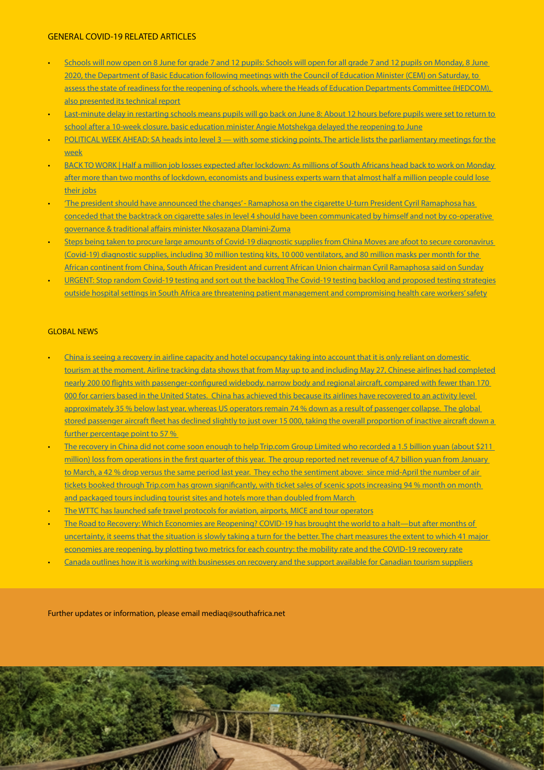GENERAL COVID-19 RELATED ARTICLES

- Schools will now open on 8 June for grade 7 and 12 pupils: Schools will open for all grade 7 and 12 pupils on Monday, 8 June 2020, the Department of Basic Education following meetings with the Council of Education Minister (CEM) on Saturday, to assess the state of readiness for the reopening of schools, where the Heads of Education Departments Committee (HEDCOM), also presented its technical report
- Last-minute delay in restarting schools means pupils will go back on June 8: About 12 hours before pupils were set to return to school after a 10-week closure, basic education minister Angie Motshekga delayed the reopening to June
- POLITICAL WEEK AHEAD: SA heads into level 3 — with some sticking points. The article lists the parliamentary meetings for the week
- BACK TO WORK | Half a million job losses expected after lockdown: As millions of South Africans head back to work on Monday after more than two months of lockdown, economists and business experts warn that almost half a million people could lose their jobs
- 'The president should have announced the changes' - Ramaphosa on the cigarette U-turn President Cyril Ramaphosa has conceded that the backtrack on cigarette sales in level 4 should have been communicated by himself and not by co-operative governance & traditional affairs minister Nkosazana Dlamini-Zuma
- Steps being taken to procure large amounts of Covid-19 diagnostic supplies from China Moves are afoot to secure coronavirus (Covid-19) diagnostic supplies, including 30 million testing kits, 10 000 ventilators, and 80 million masks per month for the African continent from China, South African President and current African Union chairman Cyril Ramaphosa said on Sunday
- URGENT: Stop random Covid-19 testing and sort out the backlog The Covid-19 testing backlog and proposed testing strategies outside hospital settings in South Africa are threatening patient management and compromising health care workers' safety

GLOBAL NEWS

- China is seeing a recovery in airline capacity and hotel occupancy taking into account that it is only reliant on domestic tourism at the moment. Airline tracking data shows that from May up to and including May 27, Chinese airlines had completed nearly 200 00 flights with passenger-configured widebody, narrow body and regional aircraft, compared with fewer than 170 000 for carriers based in the United States. China has achieved this because its airlines have recovered to an activity level approximately 35 % below last year, whereas US operators remain 74 % down as a result of passenger collapse. The global stored passenger aircraft fleet has declined slightly to just over 15 000, taking the overall proportion of inactive aircraft down a further percentage point to 57 %
- The recovery in China did not come soon enough to help Trip.com Group Limited who recorded a 1.5 billion yuan (about $211 million) loss from operations in the first quarter of this year. The group reported net revenue of 4,7 billion yuan from January to March, a 42 % drop versus the same period last year. They echo the sentiment above: since mid-April the number of air tickets booked through Trip.com has grown significantly, with ticket sales of scenic spots increasing 94 % month on month and packaged tours including tourist sites and hotels more than doubled from March
- The WTTC has launched safe travel protocols for aviation, airports, MICE and tour operators
- The Road to Recovery: Which Economies are Reopening? COVID-19 has brought the world to a halt—but after months of uncertainty, it seems that the situation is slowly taking a turn for the better. The chart measures the extent to which 41 major economies are reopening, by plotting two metrics for each country: the mobility rate and the COVID-19 recovery rate
- Canada outlines how it is working with businesses on recovery and the support available for Canadian tourism suppliers

Further updates or information, please email mediaq@southafrica.net